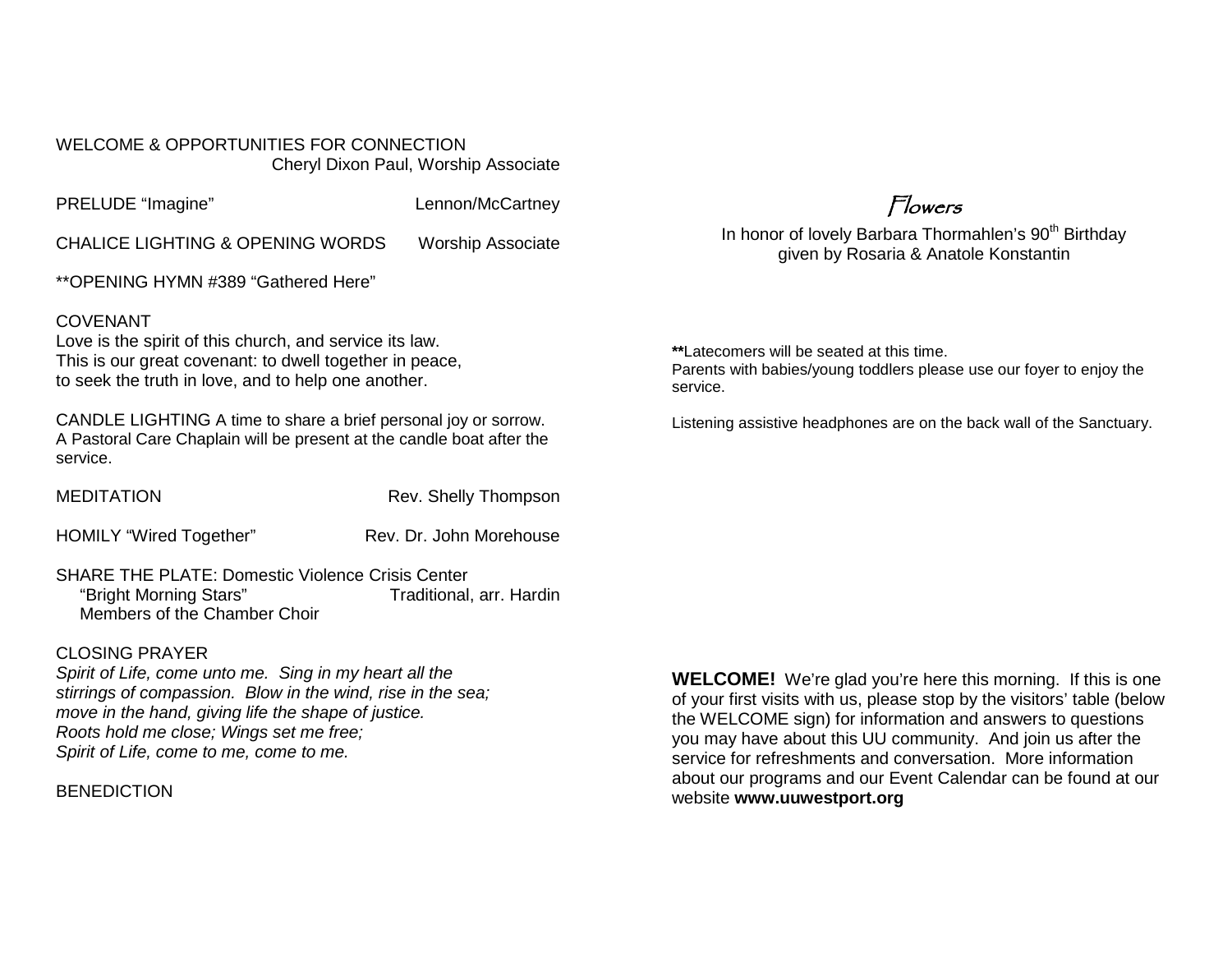WELCOME & OPPORTUNITIES FOR CONNECTION
Cheryl Dixon Paul, Worship Associate

PRELUDE “Imagine” Lennon/McCartney

CHALICE LIGHTING & OPENING WORDS Worship Associate

**OPENING HYMN #389 “Gathered Here”

COVENANT
Love is the spirit of this church, and service its law.
This is our great covenant: to dwell together in peace,
to seek the truth in love, and to help one another.

CANDLE LIGHTING A time to share a brief personal joy or sorrow. A Pastoral Care Chaplain will be present at the candle boat after the service.

MEDITATION Rev. Shelly Thompson

HOMILY “Wired Together” Rev. Dr. John Morehouse

SHARE THE PLATE: Domestic Violence Crisis Center
“Bright Morning Stars” Traditional, arr. Hardin
Members of the Chamber Choir

CLOSING PRAYER
*Spirit of Life, come unto me. Sing in my heart all the stirrings of compassion. Blow in the wind, rise in the sea; move in the hand, giving life the shape of justice. Roots hold me close; Wings set me free; Spirit of Life, come to me, come to me.*

BENEDICTION

## *Flowers*

In honor of lovely Barbara Thormahlen’s 90th Birthday
given by Rosaria & Anatole Konstantin

**Latecomers will be seated at this time.
Parents with babies/young toddlers please use our foyer to enjoy the service.

Listening assistive headphones are on the back wall of the Sanctuary.

**WELCOME!** We’re glad you’re here this morning. If this is one of your first visits with us, please stop by the visitors’ table (below the WELCOME sign) for information and answers to questions you may have about this UU community. And join us after the service for refreshments and conversation. More information about our programs and our Event Calendar can be found at our website **www.uuwestport.org**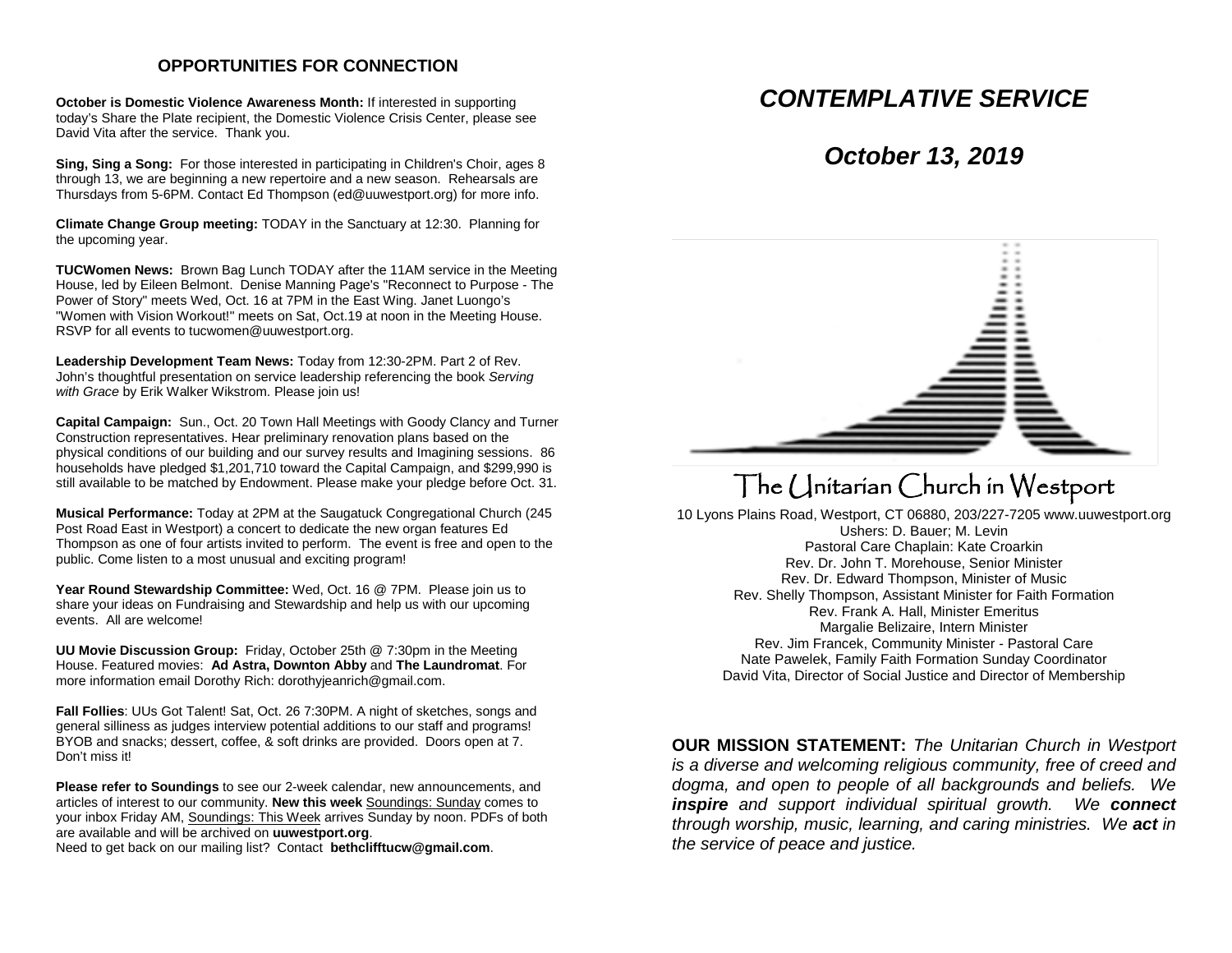## OPPORTUNITIES FOR CONNECTION

**October is Domestic Violence Awareness Month:** If interested in supporting today's Share the Plate recipient, the Domestic Violence Crisis Center, please see David Vita after the service. Thank you.

**Sing, Sing a Song:** For those interested in participating in Children's Choir, ages 8 through 13, we are beginning a new repertoire and a new season. Rehearsals are Thursdays from 5-6PM. Contact Ed Thompson (ed@uuwestport.org) for more info.

**Climate Change Group meeting:** TODAY in the Sanctuary at 12:30. Planning for the upcoming year.

**TUCWomen News:** Brown Bag Lunch TODAY after the 11AM service in the Meeting House, led by Eileen Belmont. Denise Manning Page's "Reconnect to Purpose - The Power of Story" meets Wed, Oct. 16 at 7PM in the East Wing. Janet Luongo's "Women with Vision Workout!" meets on Sat, Oct.19 at noon in the Meeting House. RSVP for all events to tucwomen@uuwestport.org.

**Leadership Development Team News:** Today from 12:30-2PM. Part 2 of Rev. John's thoughtful presentation on service leadership referencing the book *Serving with Grace* by Erik Walker Wikstrom. Please join us!

**Capital Campaign:** Sun., Oct. 20 Town Hall Meetings with Goody Clancy and Turner Construction representatives. Hear preliminary renovation plans based on the physical conditions of our building and our survey results and Imagining sessions. 86 households have pledged $1,201,710 toward the Capital Campaign, and $299,990 is still available to be matched by Endowment. Please make your pledge before Oct. 31.

**Musical Performance:** Today at 2PM at the Saugatuck Congregational Church (245 Post Road East in Westport) a concert to dedicate the new organ features Ed Thompson as one of four artists invited to perform. The event is free and open to the public. Come listen to a most unusual and exciting program!

**Year Round Stewardship Committee:** Wed, Oct. 16 @ 7PM. Please join us to share your ideas on Fundraising and Stewardship and help us with our upcoming events. All are welcome!

**UU Movie Discussion Group:** Friday, October 25th @ 7:30pm in the Meeting House. Featured movies: **Ad Astra, Downton Abby** and **The Laundromat**. For more information email Dorothy Rich: dorothyjeanrich@gmail.com.

**Fall Follies**: UUs Got Talent! Sat, Oct. 26 7:30PM. A night of sketches, songs and general silliness as judges interview potential additions to our staff and programs! BYOB and snacks; dessert, coffee, & soft drinks are provided. Doors open at 7. Don't miss it!

**Please refer to Soundings** to see our 2-week calendar, new announcements, and articles of interest to our community. **New this week** Soundings: Sunday comes to your inbox Friday AM, Soundings: This Week arrives Sunday by noon. PDFs of both are available and will be archived on **uuwestport.org**.
Need to get back on our mailing list? Contact **bethclifftucw@gmail.com**.

# *CONTEMPLATIVE SERVICE*

## *October 13, 2019*

# The Unitarian Church in Westport

10 Lyons Plains Road, Westport, CT 06880, 203/227-7205 www.uuwestport.org
Ushers: D. Bauer; M. Levin
Pastoral Care Chaplain: Kate Croarkin
Rev. Dr. John T. Morehouse, Senior Minister
Rev. Dr. Edward Thompson, Minister of Music
Rev. Shelly Thompson, Assistant Minister for Faith Formation
Rev. Frank A. Hall, Minister Emeritus
Margalie Belizaire, Intern Minister
Rev. Jim Francek, Community Minister - Pastoral Care
Nate Pawelek, Family Faith Formation Sunday Coordinator
David Vita, Director of Social Justice and Director of Membership

**OUR MISSION STATEMENT:** *The Unitarian Church in Westport is a diverse and welcoming religious community, free of creed and dogma, and open to people of all backgrounds and beliefs. We **inspire** and support individual spiritual growth. We **connect** through worship, music, learning, and caring ministries. We **act** in the service of peace and justice.*